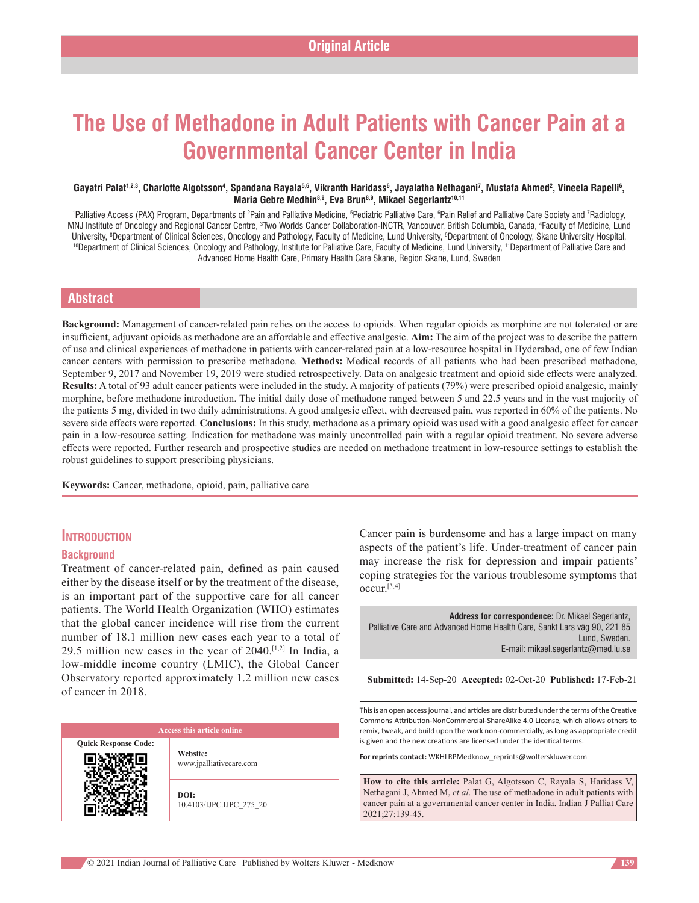Original Article

# The Use of Methadone in Adult Patients with Cancer Pain at a Governmental Cancer Center in India

**Gayatri Palat[1,2,3], Charlotte Algotsson[4], Spandana Rayala[5,6], Vikranth Haridass[6], Jayalatha Nethagani[7], Mustafa Ahmed[2], Vineela Rapelli[6], Maria Gebre Medhin[8,9], Eva Brun[8,9], Mikael Segerlantz[10,11]**

[1]Palliative Access (PAX) Program, Departments of [2]Pain and Palliative Medicine, [5]Pediatric Palliative Care, [6]Pain Relief and Palliative Care Society and [7]Radiology, MNJ Institute of Oncology and Regional Cancer Centre, [3]Two Worlds Cancer Collaboration-INCTR, Vancouver, British Columbia, Canada, [4]Faculty of Medicine, Lund University, [8]Department of Clinical Sciences, Oncology and Pathology, Faculty of Medicine, Lund University, [9]Department of Oncology, Skane University Hospital, [10]Department of Clinical Sciences, Oncology and Pathology, Institute for Palliative Care, Faculty of Medicine, Lund University, [11]Department of Palliative Care and Advanced Home Health Care, Primary Health Care Skane, Region Skane, Lund, Sweden

## Abstract

**Background:** Management of cancer-related pain relies on the access to opioids. When regular opioids as morphine are not tolerated or are insufficient, adjuvant opioids as methadone are an affordable and effective analgesic. **Aim:** The aim of the project was to describe the pattern of use and clinical experiences of methadone in patients with cancer-related pain at a low-resource hospital in Hyderabad, one of few Indian cancer centers with permission to prescribe methadone. **Methods:** Medical records of all patients who had been prescribed methadone, September 9, 2017 and November 19, 2019 were studied retrospectively. Data on analgesic treatment and opioid side effects were analyzed. **Results:** A total of 93 adult cancer patients were included in the study. A majority of patients (79%) were prescribed opioid analgesic, mainly morphine, before methadone introduction. The initial daily dose of methadone ranged between 5 and 22.5 years and in the vast majority of the patients 5 mg, divided in two daily administrations. A good analgesic effect, with decreased pain, was reported in 60% of the patients. No severe side effects were reported. **Conclusions:** In this study, methadone as a primary opioid was used with a good analgesic effect for cancer pain in a low-resource setting. Indication for methadone was mainly uncontrolled pain with a regular opioid treatment. No severe adverse effects were reported. Further research and prospective studies are needed on methadone treatment in low-resource settings to establish the robust guidelines to support prescribing physicians.

**Keywords:** Cancer, methadone, opioid, pain, palliative care

## Introduction

### Background

Treatment of cancer-related pain, defined as pain caused either by the disease itself or by the treatment of the disease, is an important part of the supportive care for all cancer patients. The World Health Organization (WHO) estimates that the global cancer incidence will rise from the current number of 18.1 million new cases each year to a total of 29.5 million new cases in the year of 2040.[1,2] In India, a low-middle income country (LMIC), the Global Cancer Observatory reported approximately 1.2 million new cases of cancer in 2018.

Cancer pain is burdensome and has a large impact on many aspects of the patient's life. Under-treatment of cancer pain may increase the risk for depression and impair patients' coping strategies for the various troublesome symptoms that occur.[3,4]

**Address for correspondence:** Dr. Mikael Segerlantz, Palliative Care and Advanced Home Health Care, Sankt Lars väg 90, 221 85 Lund, Sweden.
E-mail: mikael.segerlantz@med.lu.se

**Submitted:** 14-Sep-20 **Accepted:** 02-Oct-20 **Published:** 17-Feb-21

| Access this article online | |
|---|---|
| Quick Response Code: | **Website:** www.jpalliativecare.com |
| | **DOI:** 10.4103/IJPC.IJPC_275_20 |

This is an open access journal, and articles are distributed under the terms of the Creative Commons Attribution-NonCommercial-ShareAlike 4.0 License, which allows others to remix, tweak, and build upon the work non-commercially, as long as appropriate credit is given and the new creations are licensed under the identical terms.

**For reprints contact:** WKHLRPMedknow_reprints@wolterskluwer.com

**How to cite this article:** Palat G, Algotsson C, Rayala S, Haridass V, Nethagani J, Ahmed M, *et al*. The use of methadone in adult patients with cancer pain at a governmental cancer center in India. Indian J Palliat Care 2021;27:139-45.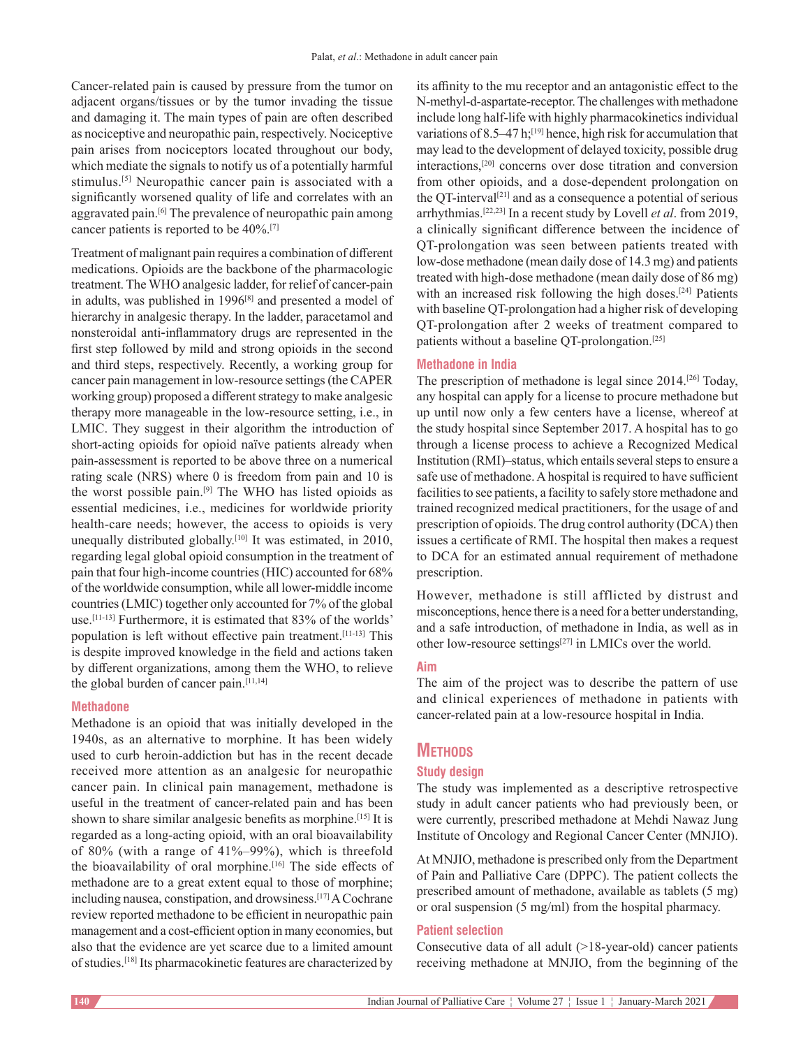Cancer-related pain is caused by pressure from the tumor on adjacent organs/tissues or by the tumor invading the tissue and damaging it. The main types of pain are often described as nociceptive and neuropathic pain, respectively. Nociceptive pain arises from nociceptors located throughout our body, which mediate the signals to notify us of a potentially harmful stimulus.[5] Neuropathic cancer pain is associated with a significantly worsened quality of life and correlates with an aggravated pain.[6] The prevalence of neuropathic pain among cancer patients is reported to be 40%.[7]

Treatment of malignant pain requires a combination of different medications. Opioids are the backbone of the pharmacologic treatment. The WHO analgesic ladder, for relief of cancer-pain in adults, was published in 1996[8] and presented a model of hierarchy in analgesic therapy. In the ladder, paracetamol and nonsteroidal anti-inflammatory drugs are represented in the first step followed by mild and strong opioids in the second and third steps, respectively. Recently, a working group for cancer pain management in low-resource settings (the CAPER working group) proposed a different strategy to make analgesic therapy more manageable in the low-resource setting, i.e., in LMIC. They suggest in their algorithm the introduction of short-acting opioids for opioid naïve patients already when pain-assessment is reported to be above three on a numerical rating scale (NRS) where 0 is freedom from pain and 10 is the worst possible pain.[9] The WHO has listed opioids as essential medicines, i.e., medicines for worldwide priority health-care needs; however, the access to opioids is very unequally distributed globally.[10] It was estimated, in 2010, regarding legal global opioid consumption in the treatment of pain that four high-income countries (HIC) accounted for 68% of the worldwide consumption, while all lower-middle income countries (LMIC) together only accounted for 7% of the global use.[11-13] Furthermore, it is estimated that 83% of the worlds' population is left without effective pain treatment.[11-13] This is despite improved knowledge in the field and actions taken by different organizations, among them the WHO, to relieve the global burden of cancer pain.[11,14]

### Methadone

Methadone is an opioid that was initially developed in the 1940s, as an alternative to morphine. It has been widely used to curb heroin-addiction but has in the recent decade received more attention as an analgesic for neuropathic cancer pain. In clinical pain management, methadone is useful in the treatment of cancer-related pain and has been shown to share similar analgesic benefits as morphine.[15] It is regarded as a long-acting opioid, with an oral bioavailability of 80% (with a range of 41%–99%), which is threefold the bioavailability of oral morphine.[16] The side effects of methadone are to a great extent equal to those of morphine; including nausea, constipation, and drowsiness.[17] A Cochrane review reported methadone to be efficient in neuropathic pain management and a cost-efficient option in many economies, but also that the evidence are yet scarce due to a limited amount of studies.[18] Its pharmacokinetic features are characterized by its affinity to the mu receptor and an antagonistic effect to the N-methyl-d-aspartate-receptor. The challenges with methadone include long half-life with highly pharmacokinetics individual variations of 8.5–47 h;[19] hence, high risk for accumulation that may lead to the development of delayed toxicity, possible drug interactions,[20] concerns over dose titration and conversion from other opioids, and a dose-dependent prolongation on the QT-interval[21] and as a consequence a potential of serious arrhythmias.[22,23] In a recent study by Lovell *et al*. from 2019, a clinically significant difference between the incidence of QT-prolongation was seen between patients treated with low-dose methadone (mean daily dose of 14.3 mg) and patients treated with high-dose methadone (mean daily dose of 86 mg) with an increased risk following the high doses.[24] Patients with baseline QT-prolongation had a higher risk of developing QT-prolongation after 2 weeks of treatment compared to patients without a baseline QT-prolongation.[25]

### Methadone in India

The prescription of methadone is legal since 2014.[26] Today, any hospital can apply for a license to procure methadone but up until now only a few centers have a license, whereof at the study hospital since September 2017. A hospital has to go through a license process to achieve a Recognized Medical Institution (RMI)–status, which entails several steps to ensure a safe use of methadone. A hospital is required to have sufficient facilities to see patients, a facility to safely store methadone and trained recognized medical practitioners, for the usage of and prescription of opioids. The drug control authority (DCA) then issues a certificate of RMI. The hospital then makes a request to DCA for an estimated annual requirement of methadone prescription.

However, methadone is still afflicted by distrust and misconceptions, hence there is a need for a better understanding, and a safe introduction, of methadone in India, as well as in other low-resource settings[27] in LMICs over the world.

### Aim

The aim of the project was to describe the pattern of use and clinical experiences of methadone in patients with cancer-related pain at a low-resource hospital in India.

## Methods

### Study design

The study was implemented as a descriptive retrospective study in adult cancer patients who had previously been, or were currently, prescribed methadone at Mehdi Nawaz Jung Institute of Oncology and Regional Cancer Center (MNJIO).

At MNJIO, methadone is prescribed only from the Department of Pain and Palliative Care (DPPC). The patient collects the prescribed amount of methadone, available as tablets (5 mg) or oral suspension (5 mg/ml) from the hospital pharmacy.

### Patient selection

Consecutive data of all adult (>18-year-old) cancer patients receiving methadone at MNJIO, from the beginning of the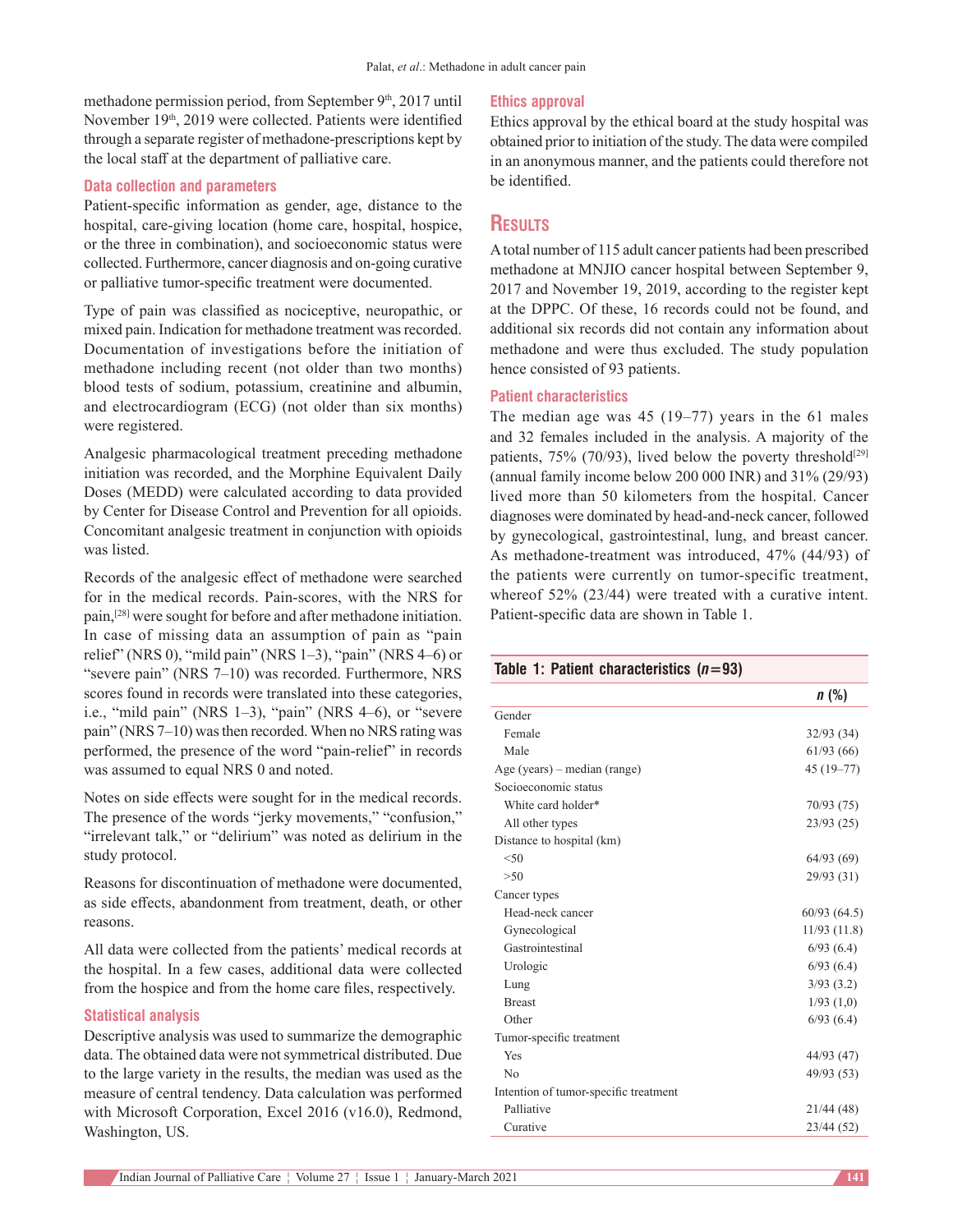methadone permission period, from September 9th, 2017 until November 19th, 2019 were collected. Patients were identified through a separate register of methadone-prescriptions kept by the local staff at the department of palliative care.

### Data collection and parameters

Patient-specific information as gender, age, distance to the hospital, care-giving location (home care, hospital, hospice, or the three in combination), and socioeconomic status were collected. Furthermore, cancer diagnosis and on-going curative or palliative tumor-specific treatment were documented.

Type of pain was classified as nociceptive, neuropathic, or mixed pain. Indication for methadone treatment was recorded. Documentation of investigations before the initiation of methadone including recent (not older than two months) blood tests of sodium, potassium, creatinine and albumin, and electrocardiogram (ECG) (not older than six months) were registered.

Analgesic pharmacological treatment preceding methadone initiation was recorded, and the Morphine Equivalent Daily Doses (MEDD) were calculated according to data provided by Center for Disease Control and Prevention for all opioids. Concomitant analgesic treatment in conjunction with opioids was listed.

Records of the analgesic effect of methadone were searched for in the medical records. Pain-scores, with the NRS for pain,[28] were sought for before and after methadone initiation. In case of missing data an assumption of pain as "pain relief" (NRS 0), "mild pain" (NRS 1–3), "pain" (NRS 4–6) or "severe pain" (NRS 7–10) was recorded. Furthermore, NRS scores found in records were translated into these categories, i.e., "mild pain" (NRS 1–3), "pain" (NRS 4–6), or "severe pain" (NRS 7–10) was then recorded. When no NRS rating was performed, the presence of the word "pain-relief" in records was assumed to equal NRS 0 and noted.

Notes on side effects were sought for in the medical records. The presence of the words "jerky movements," "confusion," "irrelevant talk," or "delirium" was noted as delirium in the study protocol.

Reasons for discontinuation of methadone were documented, as side effects, abandonment from treatment, death, or other reasons.

All data were collected from the patients' medical records at the hospital. In a few cases, additional data were collected from the hospice and from the home care files, respectively.

### Statistical analysis

Descriptive analysis was used to summarize the demographic data. The obtained data were not symmetrical distributed. Due to the large variety in the results, the median was used as the measure of central tendency. Data calculation was performed with Microsoft Corporation, Excel 2016 (v16.0), Redmond, Washington, US.

### Ethics approval

Ethics approval by the ethical board at the study hospital was obtained prior to initiation of the study. The data were compiled in an anonymous manner, and the patients could therefore not be identified.

## Results

A total number of 115 adult cancer patients had been prescribed methadone at MNJIO cancer hospital between September 9, 2017 and November 19, 2019, according to the register kept at the DPPC. Of these, 16 records could not be found, and additional six records did not contain any information about methadone and were thus excluded. The study population hence consisted of 93 patients.

### Patient characteristics

The median age was 45 (19–77) years in the 61 males and 32 females included in the analysis. A majority of the patients, 75% (70/93), lived below the poverty threshold[29] (annual family income below 200 000 INR) and 31% (29/93) lived more than 50 kilometers from the hospital. Cancer diagnoses were dominated by head-and-neck cancer, followed by gynecological, gastrointestinal, lung, and breast cancer. As methadone-treatment was introduced, 47% (44/93) of the patients were currently on tumor-specific treatment, whereof 52% (23/44) were treated with a curative intent. Patient-specific data are shown in Table 1.

**Table 1: Patient characteristics (*n*=93)**

| | *n* (%) |
|---|---|
| Gender | |
| Female | 32/93 (34) |
| Male | 61/93 (66) |
| Age (years) – median (range) | 45 (19–77) |
| Socioeconomic status | |
| White card holder* | 70/93 (75) |
| All other types | 23/93 (25) |
| Distance to hospital (km) | |
| <50 | 64/93 (69) |
| >50 | 29/93 (31) |
| Cancer types | |
| Head-neck cancer | 60/93 (64.5) |
| Gynecological | 11/93 (11.8) |
| Gastrointestinal | 6/93 (6.4) |
| Urologic | 6/93 (6.4) |
| Lung | 3/93 (3.2) |
| Breast | 1/93 (1,0) |
| Other | 6/93 (6.4) |
| Tumor-specific treatment | |
| Yes | 44/93 (47) |
| No | 49/93 (53) |
| Intention of tumor-specific treatment | |
| Palliative | 21/44 (48) |
| Curative | 23/44 (52) |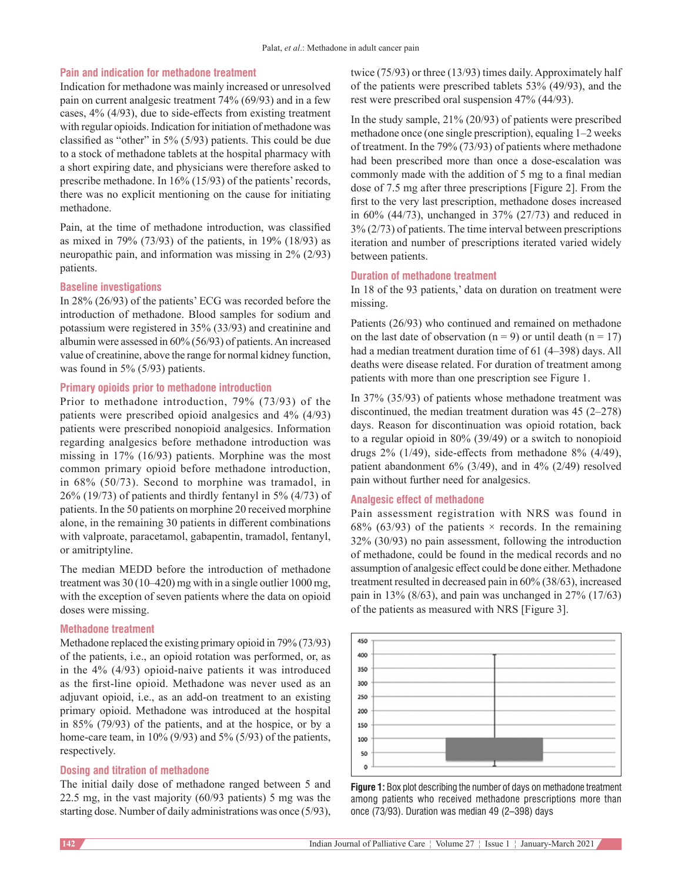### Pain and indication for methadone treatment

Indication for methadone was mainly increased or unresolved pain on current analgesic treatment 74% (69/93) and in a few cases, 4% (4/93), due to side-effects from existing treatment with regular opioids. Indication for initiation of methadone was classified as "other" in 5% (5/93) patients. This could be due to a stock of methadone tablets at the hospital pharmacy with a short expiring date, and physicians were therefore asked to prescribe methadone. In 16% (15/93) of the patients' records, there was no explicit mentioning on the cause for initiating methadone.

Pain, at the time of methadone introduction, was classified as mixed in 79% (73/93) of the patients, in 19% (18/93) as neuropathic pain, and information was missing in 2% (2/93) patients.

### Baseline investigations

In 28% (26/93) of the patients' ECG was recorded before the introduction of methadone. Blood samples for sodium and potassium were registered in 35% (33/93) and creatinine and albumin were assessed in 60% (56/93) of patients. An increased value of creatinine, above the range for normal kidney function, was found in 5% (5/93) patients.

### Primary opioids prior to methadone introduction

Prior to methadone introduction, 79% (73/93) of the patients were prescribed opioid analgesics and 4% (4/93) patients were prescribed nonopioid analgesics. Information regarding analgesics before methadone introduction was missing in 17% (16/93) patients. Morphine was the most common primary opioid before methadone introduction, in 68% (50/73). Second to morphine was tramadol, in 26% (19/73) of patients and thirdly fentanyl in 5% (4/73) of patients. In the 50 patients on morphine 20 received morphine alone, in the remaining 30 patients in different combinations with valproate, paracetamol, gabapentin, tramadol, fentanyl, or amitriptyline.

The median MEDD before the introduction of methadone treatment was 30 (10–420) mg with in a single outlier 1000 mg, with the exception of seven patients where the data on opioid doses were missing.

### Methadone treatment

Methadone replaced the existing primary opioid in 79% (73/93) of the patients, i.e., an opioid rotation was performed, or, as in the 4% (4/93) opioid-naive patients it was introduced as the first-line opioid. Methadone was never used as an adjuvant opioid, i.e., as an add-on treatment to an existing primary opioid. Methadone was introduced at the hospital in 85% (79/93) of the patients, and at the hospice, or by a home-care team, in 10% (9/93) and 5% (5/93) of the patients, respectively.

### Dosing and titration of methadone

The initial daily dose of methadone ranged between 5 and 22.5 mg, in the vast majority (60/93 patients) 5 mg was the starting dose. Number of daily administrations was once (5/93), twice (75/93) or three (13/93) times daily. Approximately half of the patients were prescribed tablets 53% (49/93), and the rest were prescribed oral suspension 47% (44/93).

In the study sample, 21% (20/93) of patients were prescribed methadone once (one single prescription), equaling 1–2 weeks of treatment. In the 79% (73/93) of patients where methadone had been prescribed more than once a dose-escalation was commonly made with the addition of 5 mg to a final median dose of 7.5 mg after three prescriptions [Figure 2]. From the first to the very last prescription, methadone doses increased in 60% (44/73), unchanged in 37% (27/73) and reduced in 3% (2/73) of patients. The time interval between prescriptions iteration and number of prescriptions iterated varied widely between patients.

### Duration of methadone treatment

In 18 of the 93 patients,' data on duration on treatment were missing.

Patients (26/93) who continued and remained on methadone on the last date of observation (n = 9) or until death (n = 17) had a median treatment duration time of 61 (4–398) days. All deaths were disease related. For duration of treatment among patients with more than one prescription see Figure 1.

In 37% (35/93) of patients whose methadone treatment was discontinued, the median treatment duration was 45 (2–278) days. Reason for discontinuation was opioid rotation, back to a regular opioid in 80% (39/49) or a switch to nonopioid drugs 2% (1/49), side-effects from methadone 8% (4/49), patient abandonment 6% (3/49), and in 4% (2/49) resolved pain without further need for analgesics.

### Analgesic effect of methadone

Pain assessment registration with NRS was found in 68% (63/93) of the patients × records. In the remaining 32% (30/93) no pain assessment, following the introduction of methadone, could be found in the medical records and no assumption of analgesic effect could be done either. Methadone treatment resulted in decreased pain in 60% (38/63), increased pain in 13% (8/63), and pain was unchanged in 27% (17/63) of the patients as measured with NRS [Figure 3].

**Figure 1:** Box plot describing the number of days on methadone treatment among patients who received methadone prescriptions more than once (73/93). Duration was median 49 (2–398) days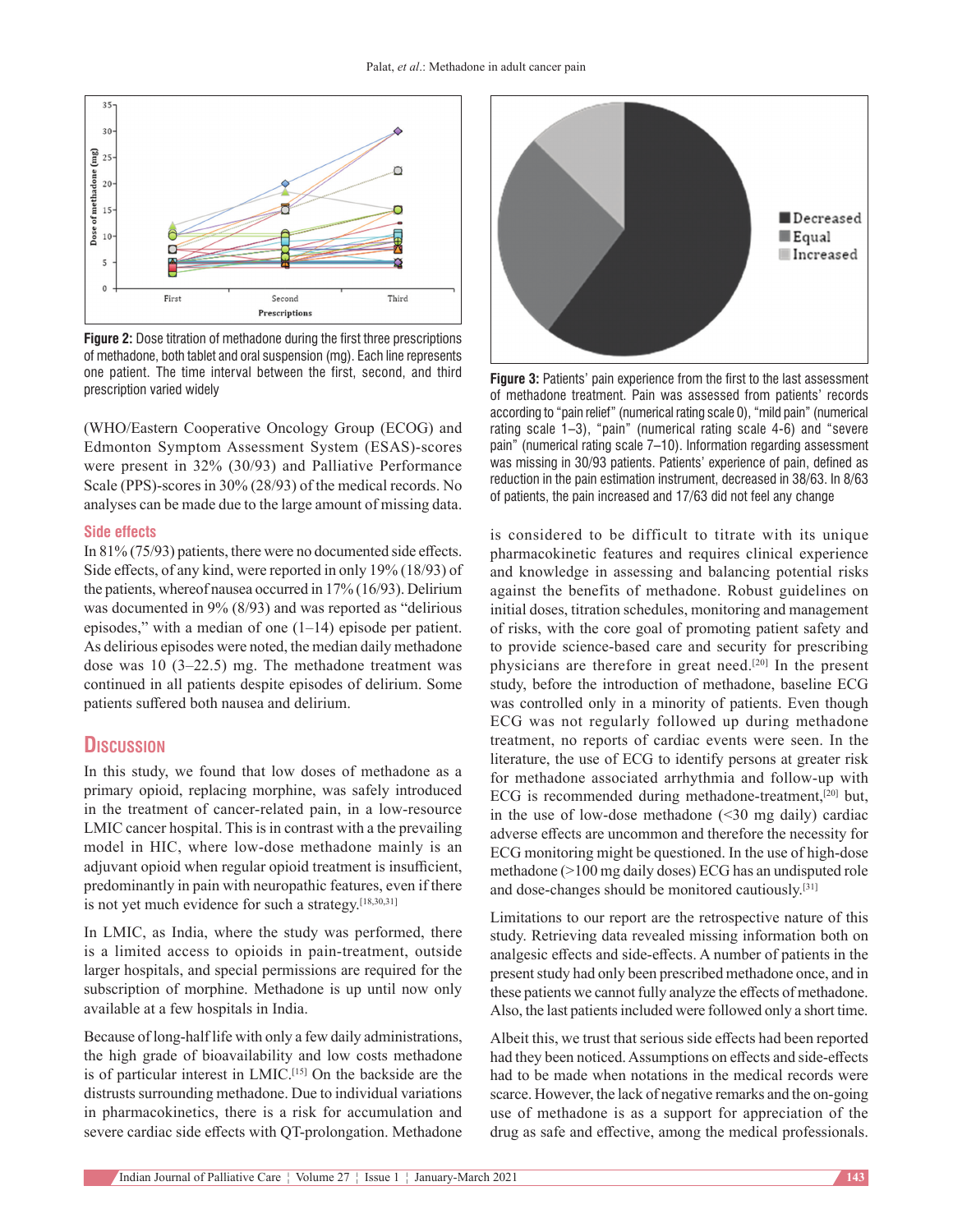**Figure 2:** Dose titration of methadone during the first three prescriptions of methadone, both tablet and oral suspension (mg). Each line represents one patient. The time interval between the first, second, and third prescription varied widely

(WHO/Eastern Cooperative Oncology Group (ECOG) and Edmonton Symptom Assessment System (ESAS)-scores were present in 32% (30/93) and Palliative Performance Scale (PPS)-scores in 30% (28/93) of the medical records. No analyses can be made due to the large amount of missing data.

### Side effects

In 81% (75/93) patients, there were no documented side effects. Side effects, of any kind, were reported in only 19% (18/93) of the patients, whereof nausea occurred in 17% (16/93). Delirium was documented in 9% (8/93) and was reported as "delirious episodes," with a median of one (1–14) episode per patient. As delirious episodes were noted, the median daily methadone dose was 10 (3–22.5) mg. The methadone treatment was continued in all patients despite episodes of delirium. Some patients suffered both nausea and delirium.

## Discussion

In this study, we found that low doses of methadone as a primary opioid, replacing morphine, was safely introduced in the treatment of cancer-related pain, in a low-resource LMIC cancer hospital. This is in contrast with a the prevailing model in HIC, where low-dose methadone mainly is an adjuvant opioid when regular opioid treatment is insufficient, predominantly in pain with neuropathic features, even if there is not yet much evidence for such a strategy.[18,30,31]

In LMIC, as India, where the study was performed, there is a limited access to opioids in pain-treatment, outside larger hospitals, and special permissions are required for the subscription of morphine. Methadone is up until now only available at a few hospitals in India.

Because of long-half life with only a few daily administrations, the high grade of bioavailability and low costs methadone is of particular interest in LMIC.[15] On the backside are the distrusts surrounding methadone. Due to individual variations in pharmacokinetics, there is a risk for accumulation and severe cardiac side effects with QT-prolongation. Methadone is considered to be difficult to titrate with its unique pharmacokinetic features and requires clinical experience and knowledge in assessing and balancing potential risks against the benefits of methadone. Robust guidelines on initial doses, titration schedules, monitoring and management of risks, with the core goal of promoting patient safety and to provide science-based care and security for prescribing physicians are therefore in great need.[20] In the present study, before the introduction of methadone, baseline ECG was controlled only in a minority of patients. Even though ECG was not regularly followed up during methadone treatment, no reports of cardiac events were seen. In the literature, the use of ECG to identify persons at greater risk for methadone associated arrhythmia and follow-up with ECG is recommended during methadone-treatment,[20] but, in the use of low-dose methadone (<30 mg daily) cardiac adverse effects are uncommon and therefore the necessity for ECG monitoring might be questioned. In the use of high-dose methadone (>100 mg daily doses) ECG has an undisputed role and dose-changes should be monitored cautiously.[31]

**Figure 3:** Patients' pain experience from the first to the last assessment of methadone treatment. Pain was assessed from patients' records according to "pain relief" (numerical rating scale 0), "mild pain" (numerical rating scale 1–3), "pain" (numerical rating scale 4-6) and "severe pain" (numerical rating scale 7–10). Information regarding assessment was missing in 30/93 patients. Patients' experience of pain, defined as reduction in the pain estimation instrument, decreased in 38/63. In 8/63 of patients, the pain increased and 17/63 did not feel any change

Limitations to our report are the retrospective nature of this study. Retrieving data revealed missing information both on analgesic effects and side-effects. A number of patients in the present study had only been prescribed methadone once, and in these patients we cannot fully analyze the effects of methadone. Also, the last patients included were followed only a short time.

Albeit this, we trust that serious side effects had been reported had they been noticed. Assumptions on effects and side-effects had to be made when notations in the medical records were scarce. However, the lack of negative remarks and the on-going use of methadone is as a support for appreciation of the drug as safe and effective, among the medical professionals.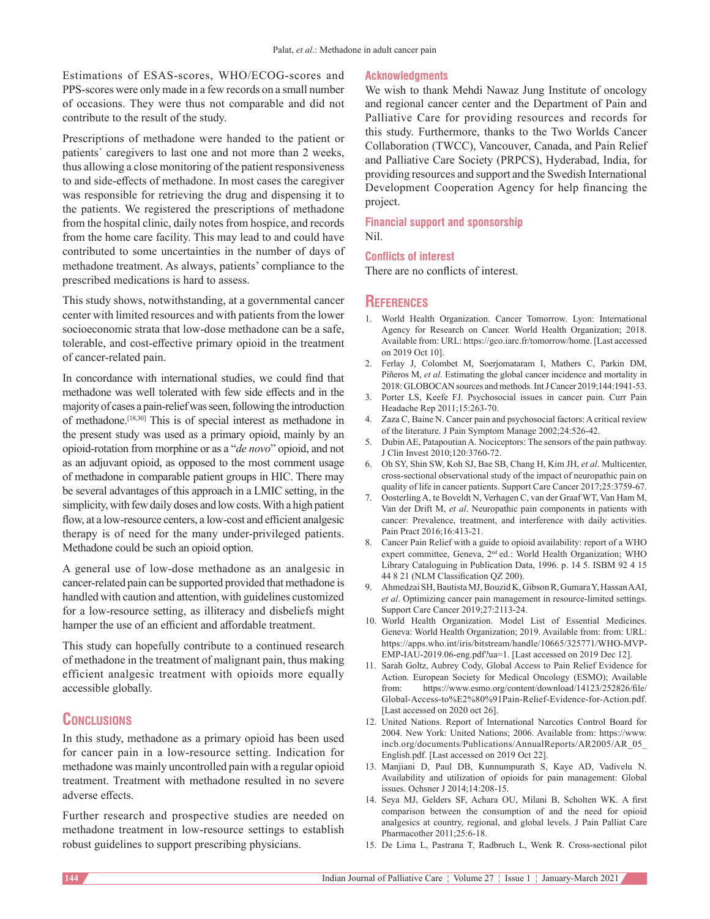Estimations of ESAS-scores, WHO/ECOG-scores and PPS-scores were only made in a few records on a small number of occasions. They were thus not comparable and did not contribute to the result of the study.

Prescriptions of methadone were handed to the patient or patients´ caregivers to last one and not more than 2 weeks, thus allowing a close monitoring of the patient responsiveness to and side-effects of methadone. In most cases the caregiver was responsible for retrieving the drug and dispensing it to the patients. We registered the prescriptions of methadone from the hospital clinic, daily notes from hospice, and records from the home care facility. This may lead to and could have contributed to some uncertainties in the number of days of methadone treatment. As always, patients' compliance to the prescribed medications is hard to assess.

This study shows, notwithstanding, at a governmental cancer center with limited resources and with patients from the lower socioeconomic strata that low-dose methadone can be a safe, tolerable, and cost-effective primary opioid in the treatment of cancer-related pain.

In concordance with international studies, we could find that methadone was well tolerated with few side effects and in the majority of cases a pain-relief was seen, following the introduction of methadone.[18,30] This is of special interest as methadone in the present study was used as a primary opioid, mainly by an opioid-rotation from morphine or as a "*de novo*" opioid, and not as an adjuvant opioid, as opposed to the most comment usage of methadone in comparable patient groups in HIC. There may be several advantages of this approach in a LMIC setting, in the simplicity, with few daily doses and low costs. With a high patient flow, at a low-resource centers, a low-cost and efficient analgesic therapy is of need for the many under-privileged patients. Methadone could be such an opioid option.

A general use of low-dose methadone as an analgesic in cancer-related pain can be supported provided that methadone is handled with caution and attention, with guidelines customized for a low-resource setting, as illiteracy and disbeliefs might hamper the use of an efficient and affordable treatment.

This study can hopefully contribute to a continued research of methadone in the treatment of malignant pain, thus making efficient analgesic treatment with opioids more equally accessible globally.

## Conclusions

In this study, methadone as a primary opioid has been used for cancer pain in a low-resource setting. Indication for methadone was mainly uncontrolled pain with a regular opioid treatment. Treatment with methadone resulted in no severe adverse effects.

Further research and prospective studies are needed on methadone treatment in low-resource settings to establish robust guidelines to support prescribing physicians.

### Acknowledgments

We wish to thank Mehdi Nawaz Jung Institute of oncology and regional cancer center and the Department of Pain and Palliative Care for providing resources and records for this study. Furthermore, thanks to the Two Worlds Cancer Collaboration (TWCC), Vancouver, Canada, and Pain Relief and Palliative Care Society (PRPCS), Hyderabad, India, for providing resources and support and the Swedish International Development Cooperation Agency for help financing the project.

### Financial support and sponsorship

Nil.

### Conflicts of interest

There are no conflicts of interest.

## References

1. World Health Organization. Cancer Tomorrow. Lyon: International Agency for Research on Cancer. World Health Organization; 2018. Available from: URL: https://gco.iarc.fr/tomorrow/home. [Last accessed on 2019 Oct 10].
2. Ferlay J, Colombet M, Soerjomataram I, Mathers C, Parkin DM, Piñeros M, *et al*. Estimating the global cancer incidence and mortality in 2018: GLOBOCAN sources and methods. Int J Cancer 2019;144:1941-53.
3. Porter LS, Keefe FJ. Psychosocial issues in cancer pain. Curr Pain Headache Rep 2011;15:263-70.
4. Zaza C, Baine N. Cancer pain and psychosocial factors: A critical review of the literature. J Pain Symptom Manage 2002;24:526-42.
5. Dubin AE, Patapoutian A. Nociceptors: The sensors of the pain pathway. J Clin Invest 2010;120:3760-72.
6. Oh SY, Shin SW, Koh SJ, Bae SB, Chang H, Kim JH, *et al*. Multicenter, cross-sectional observational study of the impact of neuropathic pain on quality of life in cancer patients. Support Care Cancer 2017;25:3759-67.
7. Oosterling A, te Boveldt N, Verhagen C, van der Graaf WT, Van Ham M, Van der Drift M, *et al*. Neuropathic pain components in patients with cancer: Prevalence, treatment, and interference with daily activities. Pain Pract 2016;16:413-21.
8. Cancer Pain Relief with a guide to opioid availability: report of a WHO expert committee, Geneva, 2nd ed.: World Health Organization; WHO Library Cataloguing in Publication Data, 1996. p. 14 5. ISBM 92 4 15 44 8 21 (NLM Classification QZ 200).
9. Ahmedzai SH, Bautista MJ, Bouzid K, Gibson R, Gumara Y, Hassan AAI, *et al*. Optimizing cancer pain management in resource-limited settings. Support Care Cancer 2019;27:2113-24.
10. World Health Organization. Model List of Essential Medicines. Geneva: World Health Organization; 2019. Available from: from: URL: https://apps.who.int/iris/bitstream/handle/10665/325771/WHO-MVP-EMP-IAU-2019.06-eng.pdf?ua=1. [Last accessed on 2019 Dec 12].
11. Sarah Goltz, Aubrey Cody, Global Access to Pain Relief Evidence for Action. European Society for Medical Oncology (ESMO); Available from: https://www.esmo.org/content/download/14123/252826/file/Global-Access-to%E2%80%91Pain-Relief-Evidence-for-Action.pdf. [Last accessed on 2020 oct 26].
12. United Nations. Report of International Narcotics Control Board for 2004. New York: United Nations; 2006. Available from: https://www.incb.org/documents/Publications/AnnualReports/AR2005/AR_05_English.pdf. [Last accessed on 2019 Oct 22].
13. Manjiani D, Paul DB, Kunnumpurath S, Kaye AD, Vadivelu N. Availability and utilization of opioids for pain management: Global issues. Ochsner J 2014;14:208-15.
14. Seya MJ, Gelders SF, Achara OU, Milani B, Scholten WK. A first comparison between the consumption of and the need for opioid analgesics at country, regional, and global levels. J Pain Palliat Care Pharmacother 2011;25:6-18.
15. De Lima L, Pastrana T, Radbruch L, Wenk R. Cross-sectional pilot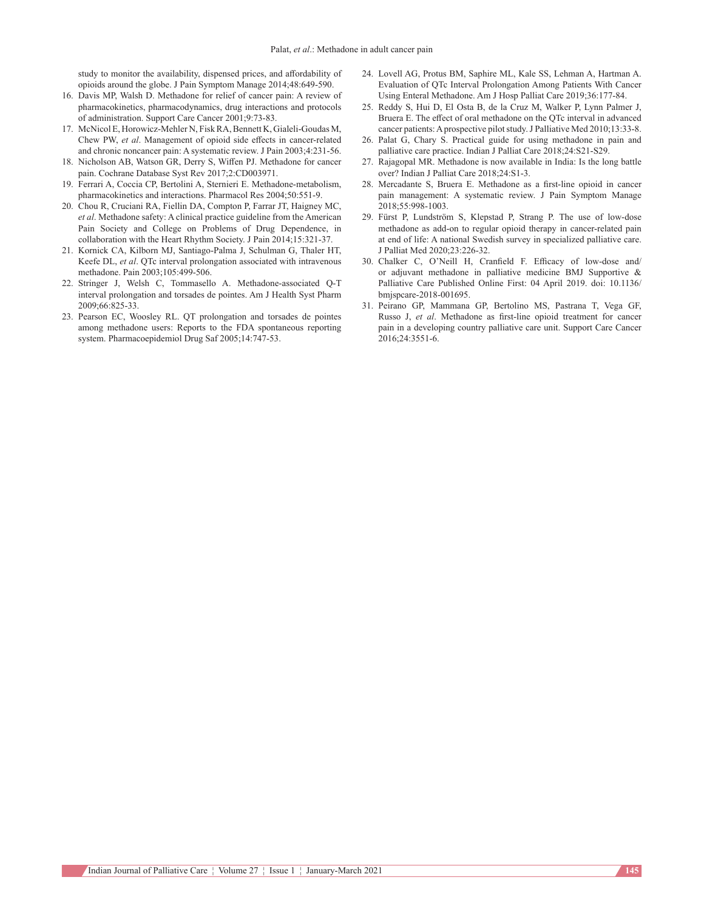study to monitor the availability, dispensed prices, and affordability of opioids around the globe. J Pain Symptom Manage 2014;48:649-590.

16. Davis MP, Walsh D. Methadone for relief of cancer pain: A review of pharmacokinetics, pharmacodynamics, drug interactions and protocols of administration. Support Care Cancer 2001;9:73-83.
17. McNicol E, Horowicz-Mehler N, Fisk RA, Bennett K, Gialeli-Goudas M, Chew PW, *et al*. Management of opioid side effects in cancer-related and chronic noncancer pain: A systematic review. J Pain 2003;4:231-56.
18. Nicholson AB, Watson GR, Derry S, Wiffen PJ. Methadone for cancer pain. Cochrane Database Syst Rev 2017;2:CD003971.
19. Ferrari A, Coccia CP, Bertolini A, Sternieri E. Methadone-metabolism, pharmacokinetics and interactions. Pharmacol Res 2004;50:551-9.
20. Chou R, Cruciani RA, Fiellin DA, Compton P, Farrar JT, Haigney MC, *et al*. Methadone safety: A clinical practice guideline from the American Pain Society and College on Problems of Drug Dependence, in collaboration with the Heart Rhythm Society. J Pain 2014;15:321-37.
21. Kornick CA, Kilborn MJ, Santiago-Palma J, Schulman G, Thaler HT, Keefe DL, *et al*. QTc interval prolongation associated with intravenous methadone. Pain 2003;105:499-506.
22. Stringer J, Welsh C, Tommasello A. Methadone-associated Q-T interval prolongation and torsades de pointes. Am J Health Syst Pharm 2009;66:825-33.
23. Pearson EC, Woosley RL. QT prolongation and torsades de pointes among methadone users: Reports to the FDA spontaneous reporting system. Pharmacoepidemiol Drug Saf 2005;14:747-53.
24. Lovell AG, Protus BM, Saphire ML, Kale SS, Lehman A, Hartman A. Evaluation of QTc Interval Prolongation Among Patients With Cancer Using Enteral Methadone. Am J Hosp Palliat Care 2019;36:177-84.
25. Reddy S, Hui D, El Osta B, de la Cruz M, Walker P, Lynn Palmer J, Bruera E. The effect of oral methadone on the QTc interval in advanced cancer patients: A prospective pilot study. J Palliative Med 2010;13:33-8.
26. Palat G, Chary S. Practical guide for using methadone in pain and palliative care practice. Indian J Palliat Care 2018;24:S21-S29.
27. Rajagopal MR. Methadone is now available in India: Is the long battle over? Indian J Palliat Care 2018;24:S1-3.
28. Mercadante S, Bruera E. Methadone as a first-line opioid in cancer pain management: A systematic review. J Pain Symptom Manage 2018;55:998-1003.
29. Fürst P, Lundström S, Klepstad P, Strang P. The use of low-dose methadone as add-on to regular opioid therapy in cancer-related pain at end of life: A national Swedish survey in specialized palliative care. J Palliat Med 2020;23:226-32.
30. Chalker C, O'Neill H, Cranfield F. Efficacy of low-dose and/ or adjuvant methadone in palliative medicine BMJ Supportive & Palliative Care Published Online First: 04 April 2019. doi: 10.1136/ bmjspcare-2018-001695.
31. Peirano GP, Mammana GP, Bertolino MS, Pastrana T, Vega GF, Russo J, *et al*. Methadone as first-line opioid treatment for cancer pain in a developing country palliative care unit. Support Care Cancer 2016;24:3551-6.